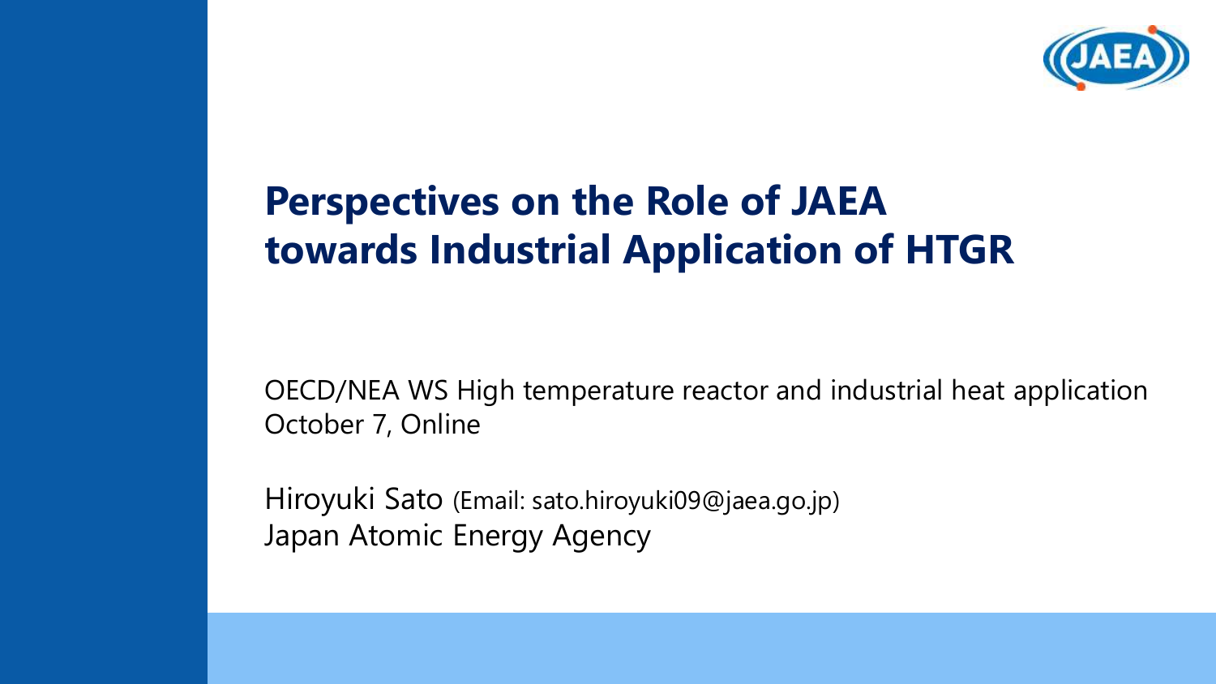# Perspectives on the Role of JAEA towards Industrial Application of HTGR

OECD/NEA WS High temperature reactor and industrial heat application
October 7, Online

Hiroyuki Sato (Email: sato.hiroyuki09@jaea.go.jp)
Japan Atomic Energy Agency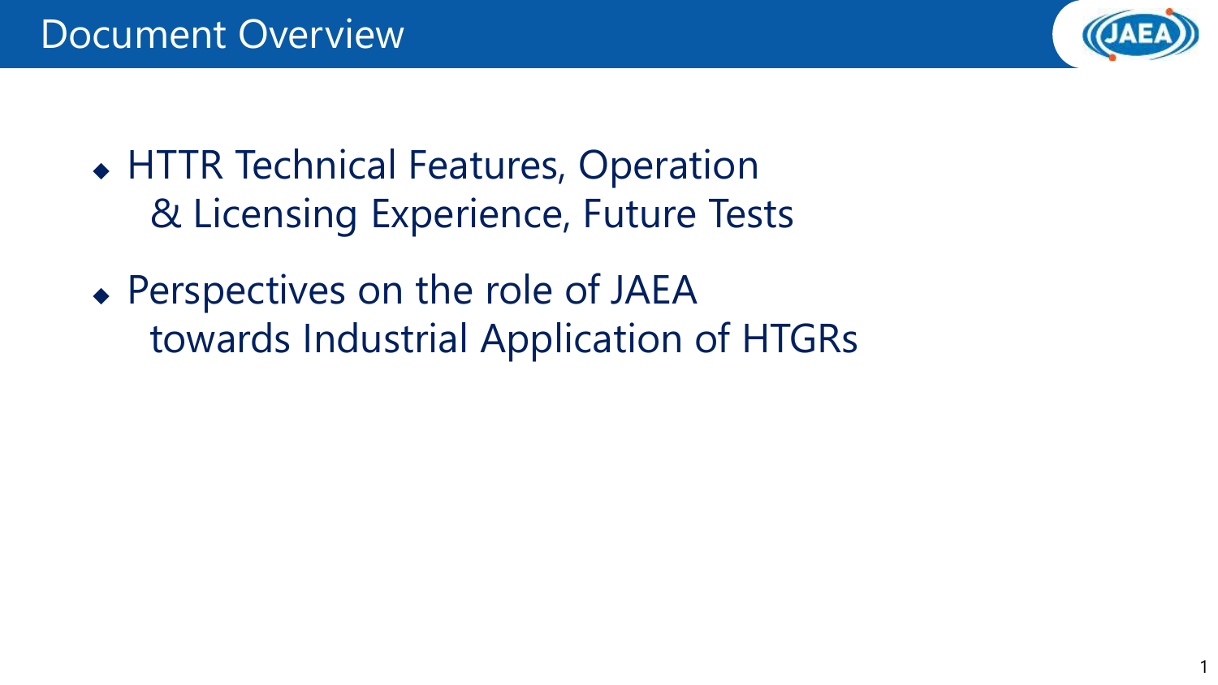# Document Overview

- HTTR Technical Features, Operation & Licensing Experience, Future Tests
- Perspectives on the role of JAEA towards Industrial Application of HTGRs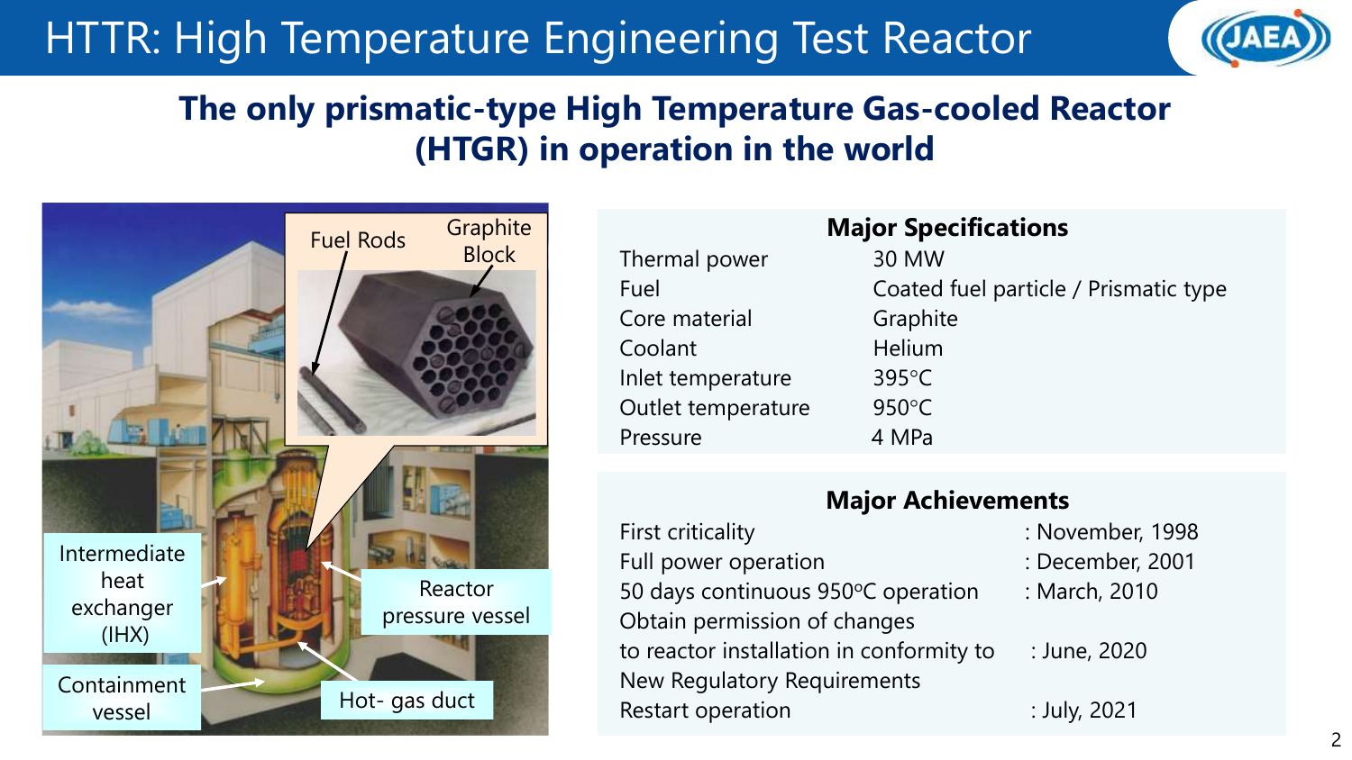# HTTR: High Temperature Engineering Test Reactor

## The only prismatic-type High Temperature Gas-cooled Reactor (HTGR) in operation in the world

Fuel Rods

Graphite Block

Intermediate heat exchanger (IHX)

Reactor pressure vessel

Containment vessel

Hot- gas duct

### Major Specifications

| | |
|---|---|
| Thermal power | 30 MW |
| Fuel | Coated fuel particle / Prismatic type |
| Core material | Graphite |
| Coolant | Helium |
| Inlet temperature | 395°C |
| Outlet temperature | 950°C |
| Pressure | 4 MPa |

### Major Achievements

| | |
|---|---|
| First criticality | : November, 1998 |
| Full power operation | : December, 2001 |
| 50 days continuous 950°C operation | : March, 2010 |
| Obtain permission of changes to reactor installation in conformity to New Regulatory Requirements | : June, 2020 |
| Restart operation | : July, 2021 |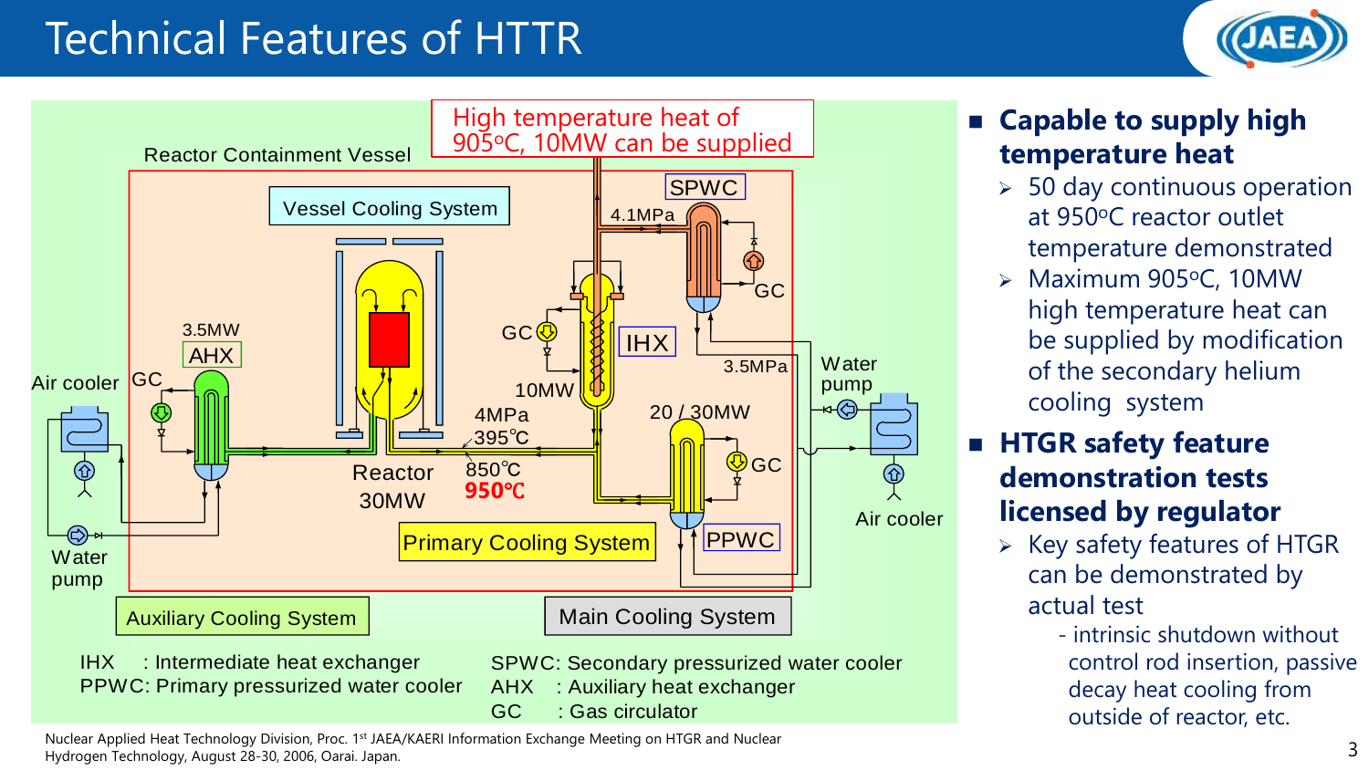# Technical Features of HTTR

High temperature heat of 905°C, 10MW can be supplied

Reactor Containment Vessel

Vessel Cooling System

SPWC

4.1MPa

GC

3.5MW

AHX

Air cooler

GC

GC

IHX

3.5MPa

Water pump

10MW

4MPa

395℃

20 / 30MW

GC

Reactor 30MW

850℃

950℃

Air cooler

Primary Cooling System

PPWC

Water pump

Auxiliary Cooling System

Main Cooling System

IHX : Intermediate heat exchanger
PPWC: Primary pressurized water cooler

SPWC: Secondary pressurized water cooler
AHX : Auxiliary heat exchanger
GC : Gas circulator

- **Capable to supply high temperature heat**
  - 50 day continuous operation at 950°C reactor outlet temperature demonstrated
  - Maximum 905°C, 10MW high temperature heat can be supplied by modification of the secondary helium cooling system
- **HTGR safety feature demonstration tests licensed by regulator**
  - Key safety features of HTGR can be demonstrated by actual test
    - intrinsic shutdown without control rod insertion, passive decay heat cooling from outside of reactor, etc.

Nuclear Applied Heat Technology Division, Proc. 1st JAEA/KAERI Information Exchange Meeting on HTGR and Nuclear Hydrogen Technology, August 28-30, 2006, Oarai. Japan.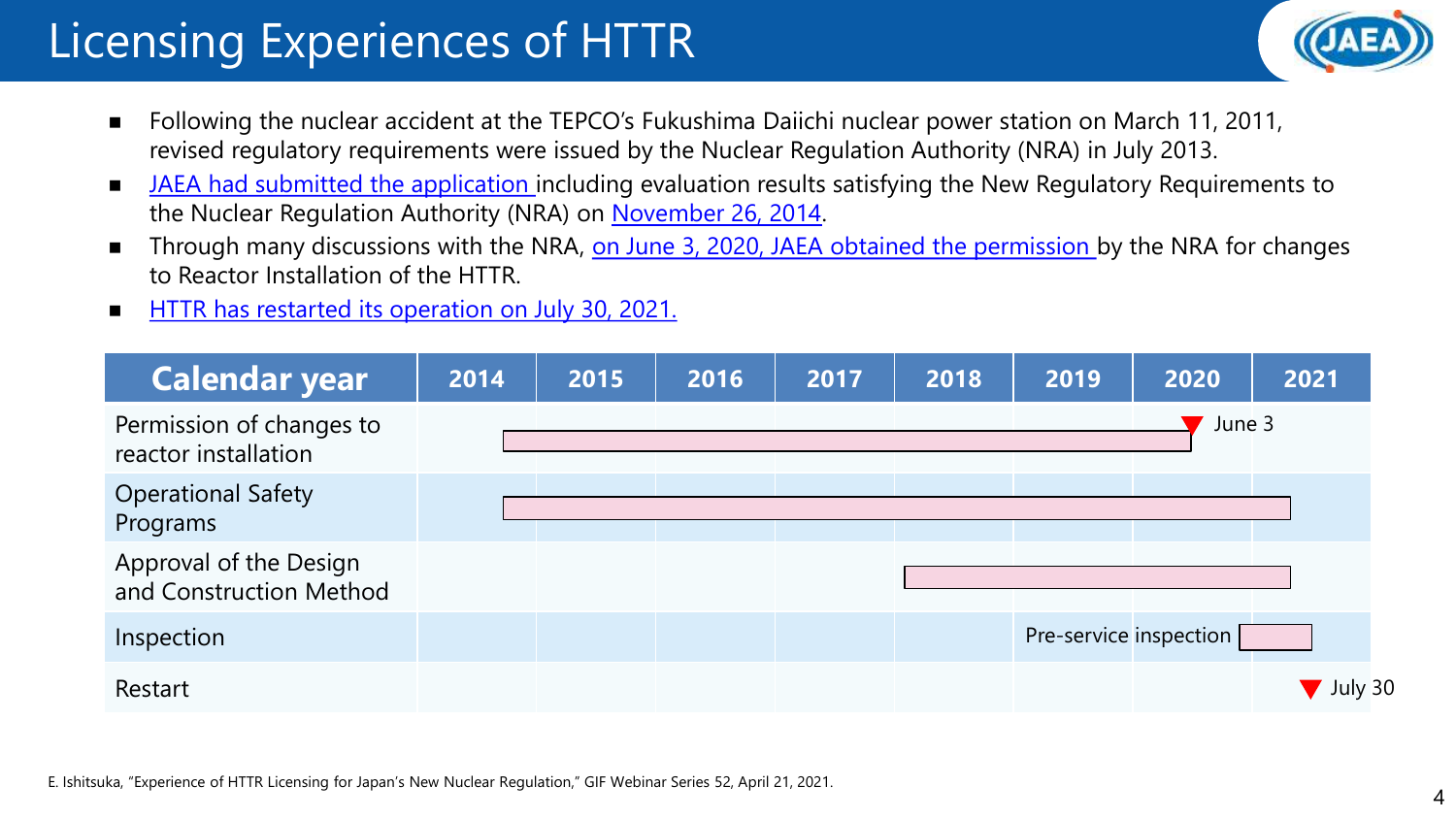# Licensing Experiences of HTTR

- Following the nuclear accident at the TEPCO's Fukushima Daiichi nuclear power station on March 11, 2011, revised regulatory requirements were issued by the Nuclear Regulation Authority (NRA) in July 2013.
- JAEA had submitted the application including evaluation results satisfying the New Regulatory Requirements to the Nuclear Regulation Authority (NRA) on November 26, 2014.
- Through many discussions with the NRA, on June 3, 2020, JAEA obtained the permission by the NRA for changes to Reactor Installation of the HTTR.
- HTTR has restarted its operation on July 30, 2021.

| Calendar year | 2014 | 2015 | 2016 | 2017 | 2018 | 2019 | 2020 | 2021 |
|---|---|---|---|---|---|---|---|---|
| Permission of changes to reactor installation | ■ | ■ | ■ | ■ | ■ | ■ | ■ ▼ June 3 | |
| Operational Safety Programs | ■ | ■ | ■ | ■ | ■ | ■ | ■ | ■ |
| Approval of the Design and Construction Method | | | | | ■ | ■ | ■ | ■ |
| Inspection | | | | | | Pre-service inspection | ■ | ■ |
| Restart | | | | | | | | ▼ July 30 |

E. Ishitsuka, "Experience of HTTR Licensing for Japan's New Nuclear Regulation," GIF Webinar Series 52, April 21, 2021.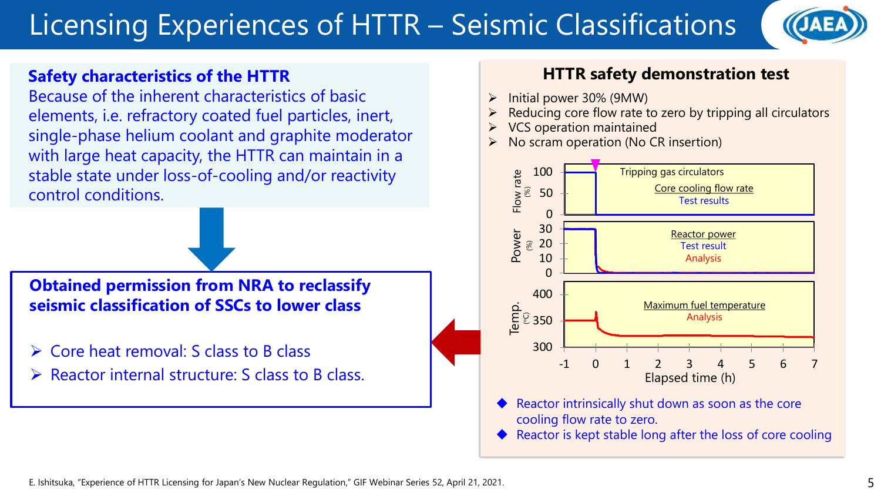# Licensing Experiences of HTTR – Seismic Classifications

**Safety characteristics of the HTTR**

Because of the inherent characteristics of basic elements, i.e. refractory coated fuel particles, inert, single-phase helium coolant and graphite moderator with large heat capacity, the HTTR can maintain in a stable state under loss-of-cooling and/or reactivity control conditions.

**Obtained permission from NRA to reclassify seismic classification of SSCs to lower class**

- Core heat removal: S class to B class
- Reactor internal structure: S class to B class.

## HTTR safety demonstration test

- Initial power 30% (9MW)
- Reducing core flow rate to zero by tripping all circulators
- VCS operation maintained
- No scram operation (No CR insertion)

Tripping gas circulators

Core cooling flow rate — Test results (Flow rate (%): 0, 50, 100)

Reactor power — Test result / Analysis (Power (%): 0, 10, 20, 30)

Maximum fuel temperature — Analysis (Temp. (°C): 300, 350, 400)

Elapsed time (h): -1, 0, 1, 2, 3, 4, 5, 6, 7

- Reactor intrinsically shut down as soon as the core cooling flow rate to zero.
- Reactor is kept stable long after the loss of core cooling

E. Ishitsuka, "Experience of HTTR Licensing for Japan's New Nuclear Regulation," GIF Webinar Series 52, April 21, 2021.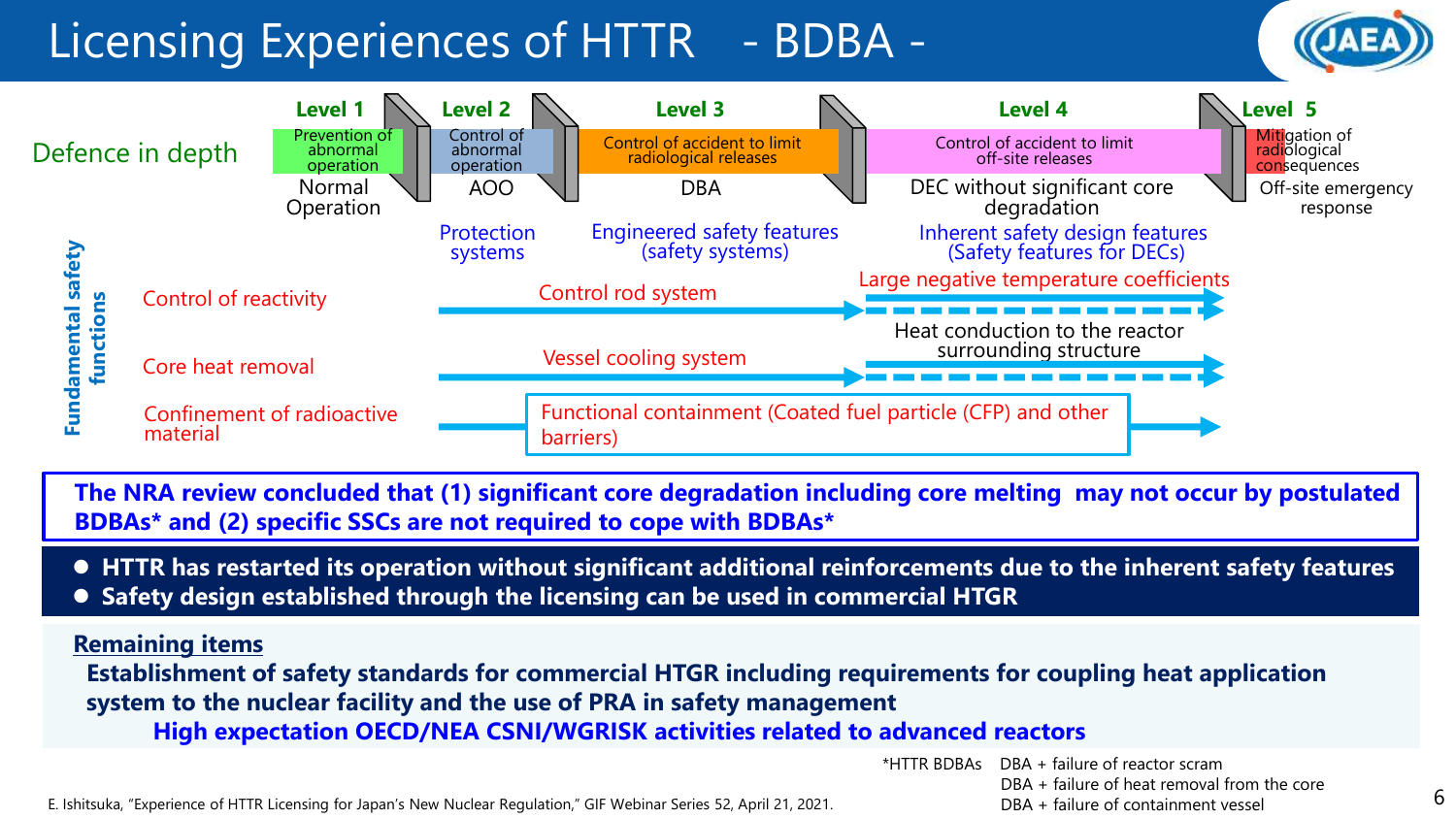# Licensing Experiences of HTTR - BDBA -

**Defence in depth**

| | Level 1 | Level 2 | Level 3 | Level 4 | Level 5 |
|---|---|---|---|---|---|
| | Prevention of abnormal operation | Control of abnormal operation | Control of accident to limit radiological releases | Control of accident to limit off-site releases | Mitigation of radiological consequences |
| | Normal Operation | AOO | DBA | DEC without significant core degradation | Off-site emergency response |
| | | Protection systems | Engineered safety features (safety systems) | Inherent safety design features (Safety features for DECs) | |

**Fundamental safety functions**

- Control of reactivity: Control rod system → Large negative temperature coefficients
- Core heat removal: Vessel cooling system → Heat conduction to the reactor surrounding structure
- Confinement of radioactive material: Functional containment (Coated fuel particle (CFP) and other barriers)

**The NRA review concluded that (1) significant core degradation including core melting may not occur by postulated BDBAs* and (2) specific SSCs are not required to cope with BDBAs***

- **HTTR has restarted its operation without significant additional reinforcements due to the inherent safety features**
- **Safety design established through the licensing can be used in commercial HTGR**

**Remaining items**

**Establishment of safety standards for commercial HTGR including requirements for coupling heat application system to the nuclear facility and the use of PRA in safety management**

**High expectation OECD/NEA CSNI/WGRISK activities related to advanced reactors**

*HTTR BDBAs
- DBA + failure of reactor scram
- DBA + failure of heat removal from the core
- DBA + failure of containment vessel

E. Ishitsuka, "Experience of HTTR Licensing for Japan's New Nuclear Regulation," GIF Webinar Series 52, April 21, 2021.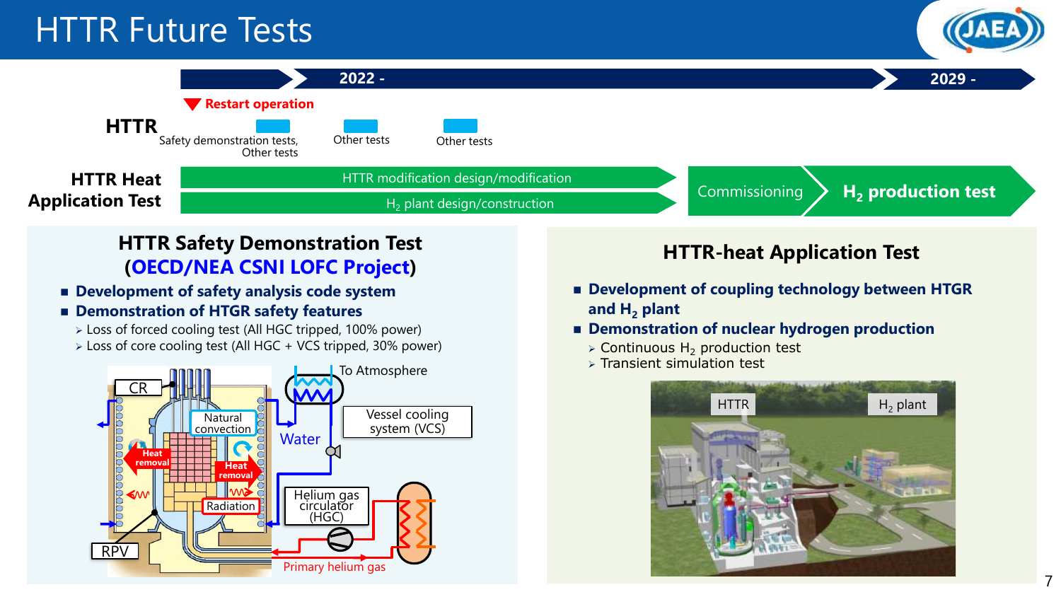# HTTR Future Tests

**2022 -** | **2029 -**

▼ **Restart operation**

**HTTR**

- Safety demonstration tests, Other tests
- Other tests
- Other tests

**HTTR Heat Application Test**

- HTTR modification design/modification
- $H_2$ plant design/construction
- Commissioning
- **$H_2$ production test**

## HTTR Safety Demonstration Test (OECD/NEA CSNI LOFC Project)

- **Development of safety analysis code system**
- **Demonstration of HTGR safety features**
  - Loss of forced cooling test (All HGC tripped, 100% power)
  - Loss of core cooling test (All HGC + VCS tripped, 30% power)

CR, Natural convection, Heat removal, Heat removal, Radiation, RPV, To Atmosphere, Water, Vessel cooling system (VCS), Helium gas circulator (HGC), Primary helium gas

## HTTR-heat Application Test

- **Development of coupling technology between HTGR and $H_2$ plant**
- **Demonstration of nuclear hydrogen production**
  - Continuous $H_2$ production test
  - Transient simulation test

HTTR, $H_2$ plant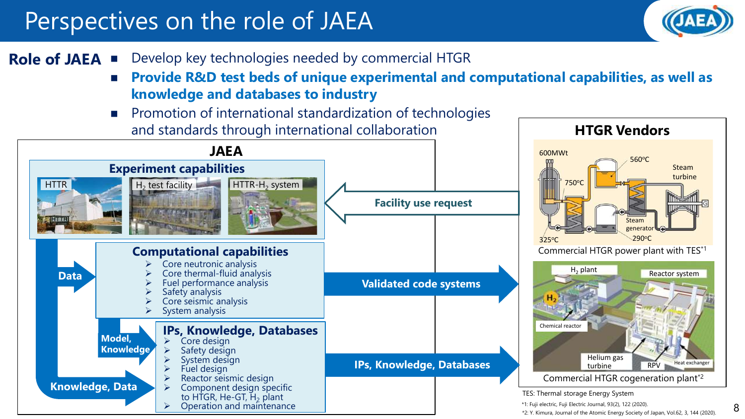# Perspectives on the role of JAEA

**Role of JAEA**

- Develop key technologies needed by commercial HTGR
- **Provide R&D test beds of unique experimental and computational capabilities, as well as knowledge and databases to industry**
- Promotion of international standardization of technologies and standards through international collaboration

## JAEA

### Experiment capabilities

HTTR | $H_2$ test facility | HTTR-$H_2$ system

**Data**

### Computational capabilities

- Core neutronic analysis
- Core thermal-fluid analysis
- Fuel performance analysis
- Safety analysis
- Core seismic analysis
- System analysis

**Model, Knowledge**

**Knowledge, Data**

### IPs, Knowledge, Databases

- Core design
- Safety design
- System design
- Fuel design
- Reactor seismic design
- Component design specific to HTGR, He-GT, $H_2$ plant
- Operation and maintenance

**Facility use request**

**Validated code systems**

**IPs, Knowledge, Databases**

## HTGR Vendors

600MWt, 750°C, 560°C, 325°C, 290°C, Steam turbine, Steam generator

Commercial HTGR power plant with TES*1

$H_2$ plant, Reactor system, Chemical reactor, Helium gas turbine, RPV, Heat exchanger

Commercial HTGR cogeneration plant*2

TES: Thermal storage Energy System

*1: Fuji electric, Fuji Electric Journal, 93(2), 122 (2020).

*2: Y. Kimura, Journal of the Atomic Energy Society of Japan, Vol.62, 3, 144 (2020).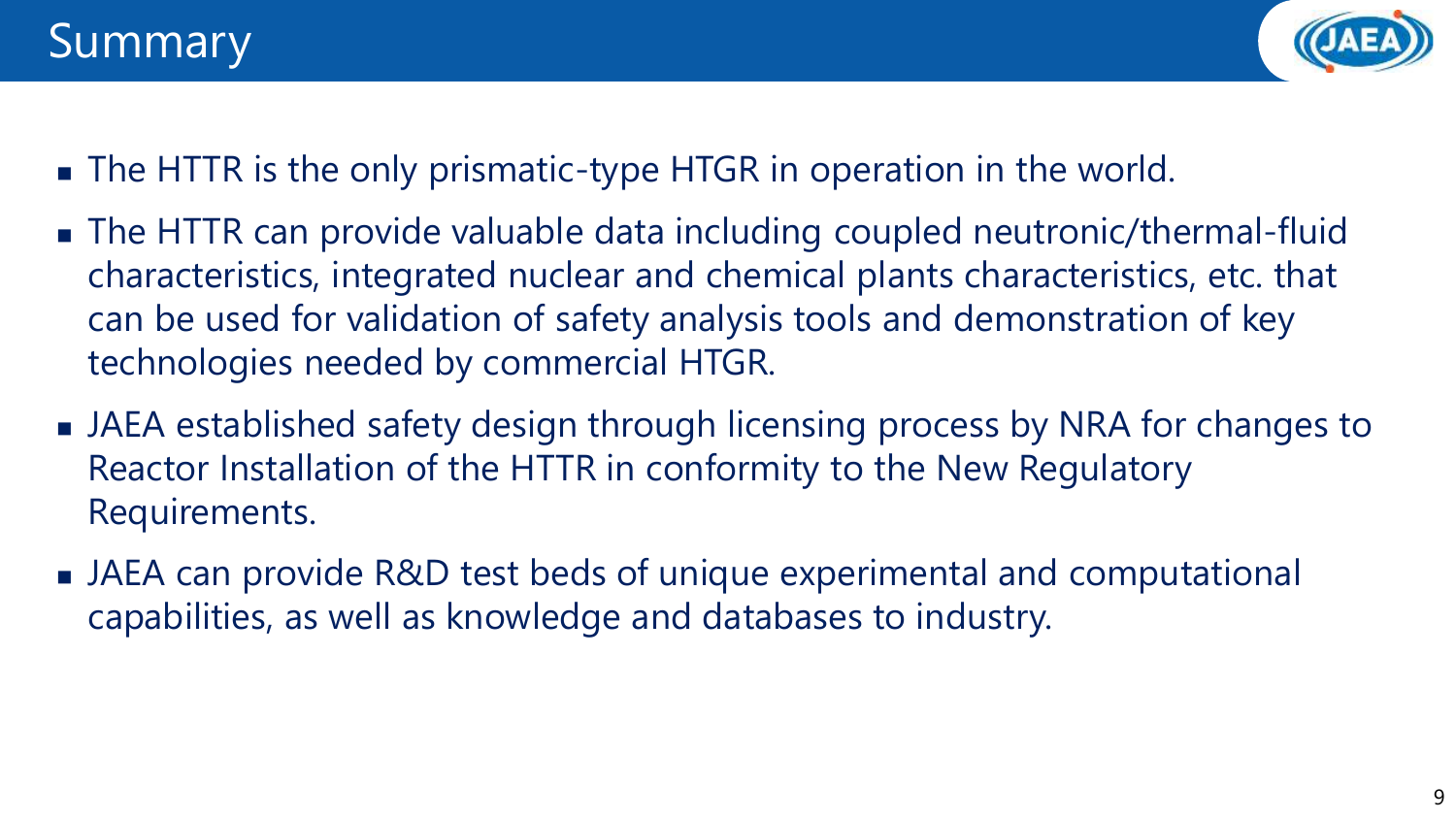# Summary

- The HTTR is the only prismatic-type HTGR in operation in the world.
- The HTTR can provide valuable data including coupled neutronic/thermal-fluid characteristics, integrated nuclear and chemical plants characteristics, etc. that can be used for validation of safety analysis tools and demonstration of key technologies needed by commercial HTGR.
- JAEA established safety design through licensing process by NRA for changes to Reactor Installation of the HTTR in conformity to the New Regulatory Requirements.
- JAEA can provide R&D test beds of unique experimental and computational capabilities, as well as knowledge and databases to industry.